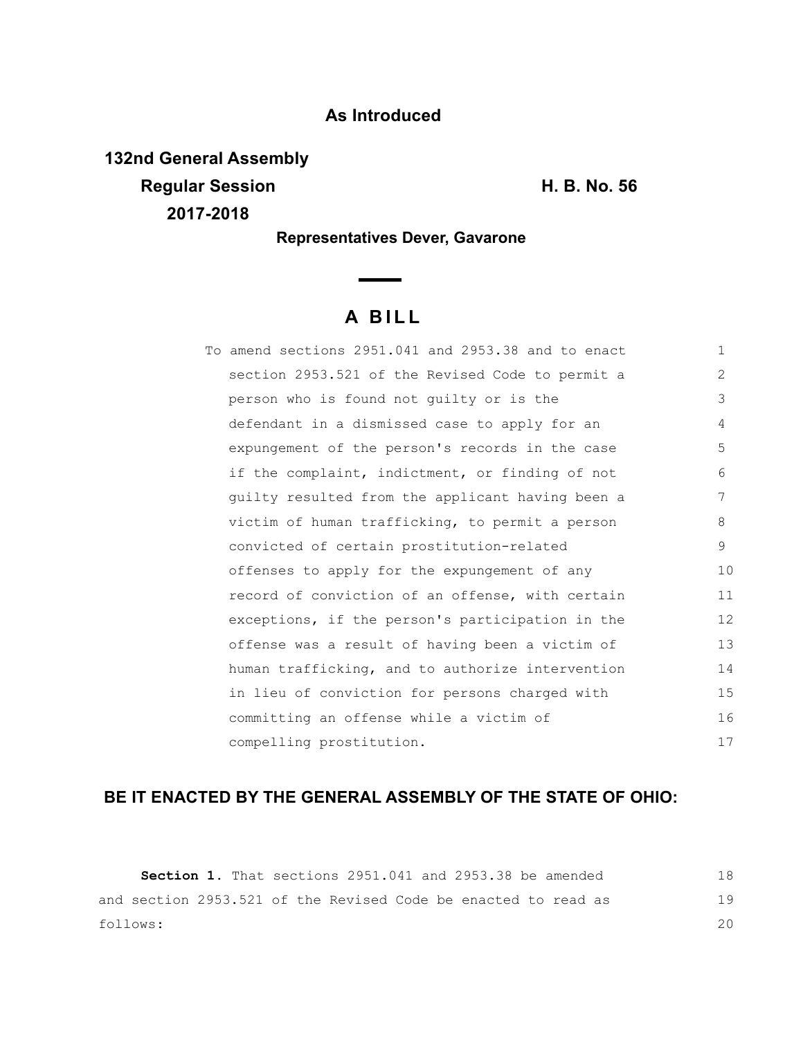**As Introduced**

**132nd General Assembly**
**Regular Session** **H. B. No. 56**
**2017-2018**

**Representatives Dever, Gavarone**

# A BILL

To amend sections 2951.041 and 2953.38 and to enact section 2953.521 of the Revised Code to permit a person who is found not guilty or is the defendant in a dismissed case to apply for an expungement of the person's records in the case if the complaint, indictment, or finding of not guilty resulted from the applicant having been a victim of human trafficking, to permit a person convicted of certain prostitution-related offenses to apply for the expungement of any record of conviction of an offense, with certain exceptions, if the person's participation in the offense was a result of having been a victim of human trafficking, and to authorize intervention in lieu of conviction for persons charged with committing an offense while a victim of compelling prostitution.

**BE IT ENACTED BY THE GENERAL ASSEMBLY OF THE STATE OF OHIO:**

**Section 1.** That sections 2951.041 and 2953.38 be amended and section 2953.521 of the Revised Code be enacted to read as follows: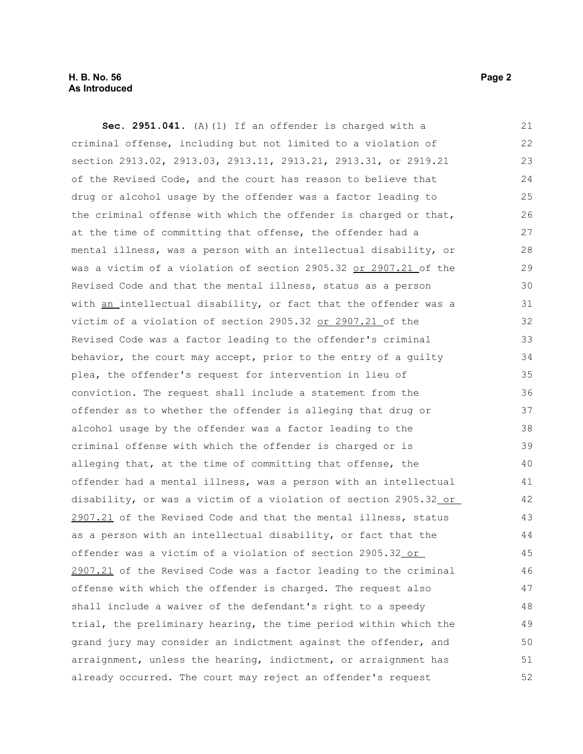**Sec. 2951.041.** (A)(1) If an offender is charged with a criminal offense, including but not limited to a violation of section 2913.02, 2913.03, 2913.11, 2913.21, 2913.31, or 2919.21 of the Revised Code, and the court has reason to believe that drug or alcohol usage by the offender was a factor leading to the criminal offense with which the offender is charged or that, at the time of committing that offense, the offender had a mental illness, was a person with an intellectual disability, or was a victim of a violation of section 2905.32 or 2907.21 of the Revised Code and that the mental illness, status as a person with an intellectual disability, or fact that the offender was a victim of a violation of section 2905.32 or 2907.21 of the Revised Code was a factor leading to the offender's criminal behavior, the court may accept, prior to the entry of a guilty plea, the offender's request for intervention in lieu of conviction. The request shall include a statement from the offender as to whether the offender is alleging that drug or alcohol usage by the offender was a factor leading to the criminal offense with which the offender is charged or is alleging that, at the time of committing that offense, the offender had a mental illness, was a person with an intellectual disability, or was a victim of a violation of section 2905.32 or 2907.21 of the Revised Code and that the mental illness, status as a person with an intellectual disability, or fact that the offender was a victim of a violation of section 2905.32 or 2907.21 of the Revised Code was a factor leading to the criminal offense with which the offender is charged. The request also shall include a waiver of the defendant's right to a speedy trial, the preliminary hearing, the time period within which the grand jury may consider an indictment against the offender, and arraignment, unless the hearing, indictment, or arraignment has already occurred. The court may reject an offender's request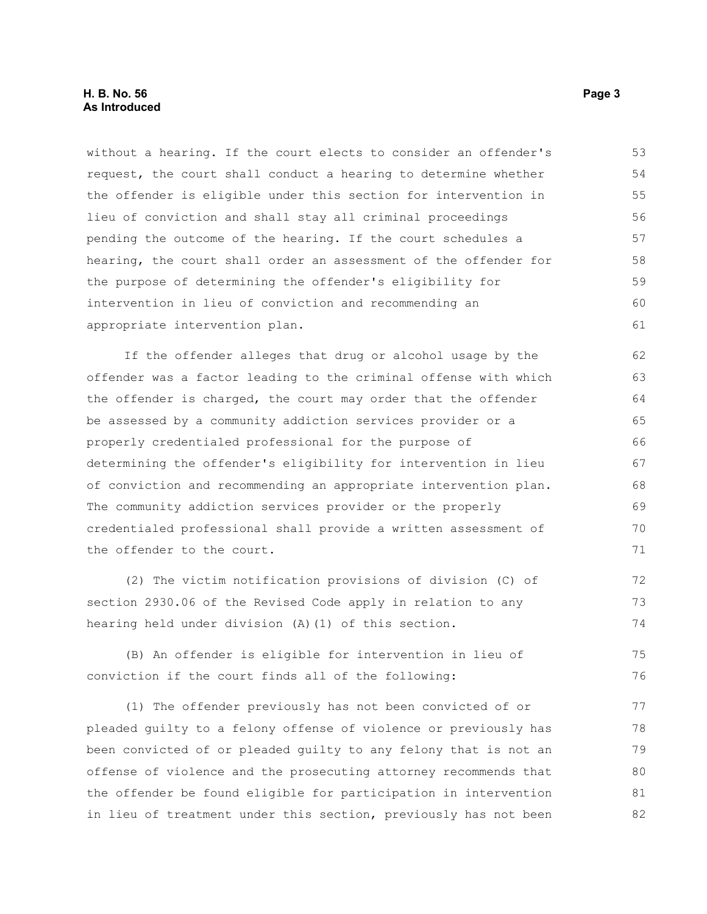without a hearing. If the court elects to consider an offender's request, the court shall conduct a hearing to determine whether the offender is eligible under this section for intervention in lieu of conviction and shall stay all criminal proceedings pending the outcome of the hearing. If the court schedules a hearing, the court shall order an assessment of the offender for the purpose of determining the offender's eligibility for intervention in lieu of conviction and recommending an appropriate intervention plan.

If the offender alleges that drug or alcohol usage by the offender was a factor leading to the criminal offense with which the offender is charged, the court may order that the offender be assessed by a community addiction services provider or a properly credentialed professional for the purpose of determining the offender's eligibility for intervention in lieu of conviction and recommending an appropriate intervention plan. The community addiction services provider or the properly credentialed professional shall provide a written assessment of the offender to the court.

(2) The victim notification provisions of division (C) of section 2930.06 of the Revised Code apply in relation to any hearing held under division (A)(1) of this section.

(B) An offender is eligible for intervention in lieu of conviction if the court finds all of the following:

(1) The offender previously has not been convicted of or pleaded guilty to a felony offense of violence or previously has been convicted of or pleaded guilty to any felony that is not an offense of violence and the prosecuting attorney recommends that the offender be found eligible for participation in intervention in lieu of treatment under this section, previously has not been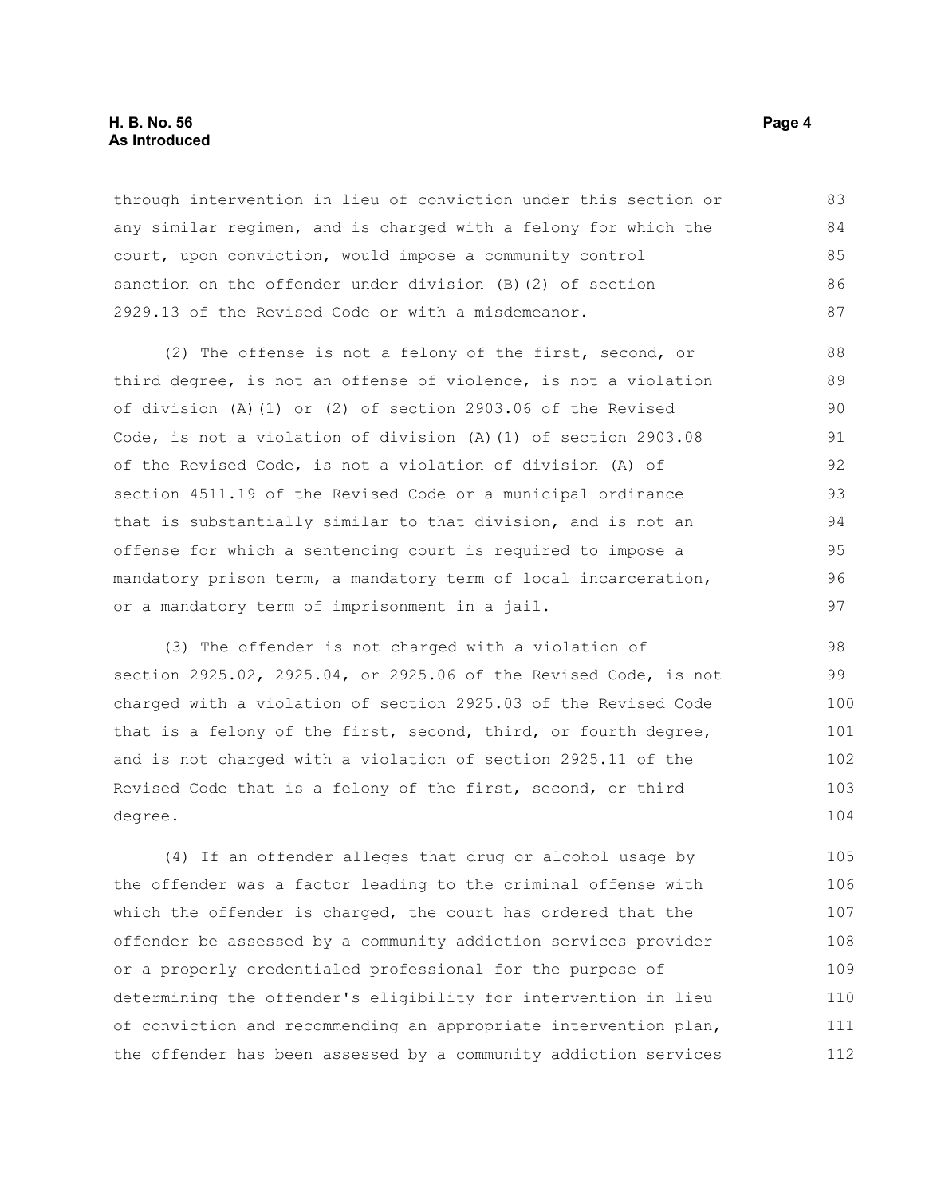through intervention in lieu of conviction under this section or any similar regimen, and is charged with a felony for which the court, upon conviction, would impose a community control sanction on the offender under division (B)(2) of section 2929.13 of the Revised Code or with a misdemeanor.

(2) The offense is not a felony of the first, second, or third degree, is not an offense of violence, is not a violation of division (A)(1) or (2) of section 2903.06 of the Revised Code, is not a violation of division (A)(1) of section 2903.08 of the Revised Code, is not a violation of division (A) of section 4511.19 of the Revised Code or a municipal ordinance that is substantially similar to that division, and is not an offense for which a sentencing court is required to impose a mandatory prison term, a mandatory term of local incarceration, or a mandatory term of imprisonment in a jail.

(3) The offender is not charged with a violation of section 2925.02, 2925.04, or 2925.06 of the Revised Code, is not charged with a violation of section 2925.03 of the Revised Code that is a felony of the first, second, third, or fourth degree, and is not charged with a violation of section 2925.11 of the Revised Code that is a felony of the first, second, or third degree.

(4) If an offender alleges that drug or alcohol usage by the offender was a factor leading to the criminal offense with which the offender is charged, the court has ordered that the offender be assessed by a community addiction services provider or a properly credentialed professional for the purpose of determining the offender's eligibility for intervention in lieu of conviction and recommending an appropriate intervention plan, the offender has been assessed by a community addiction services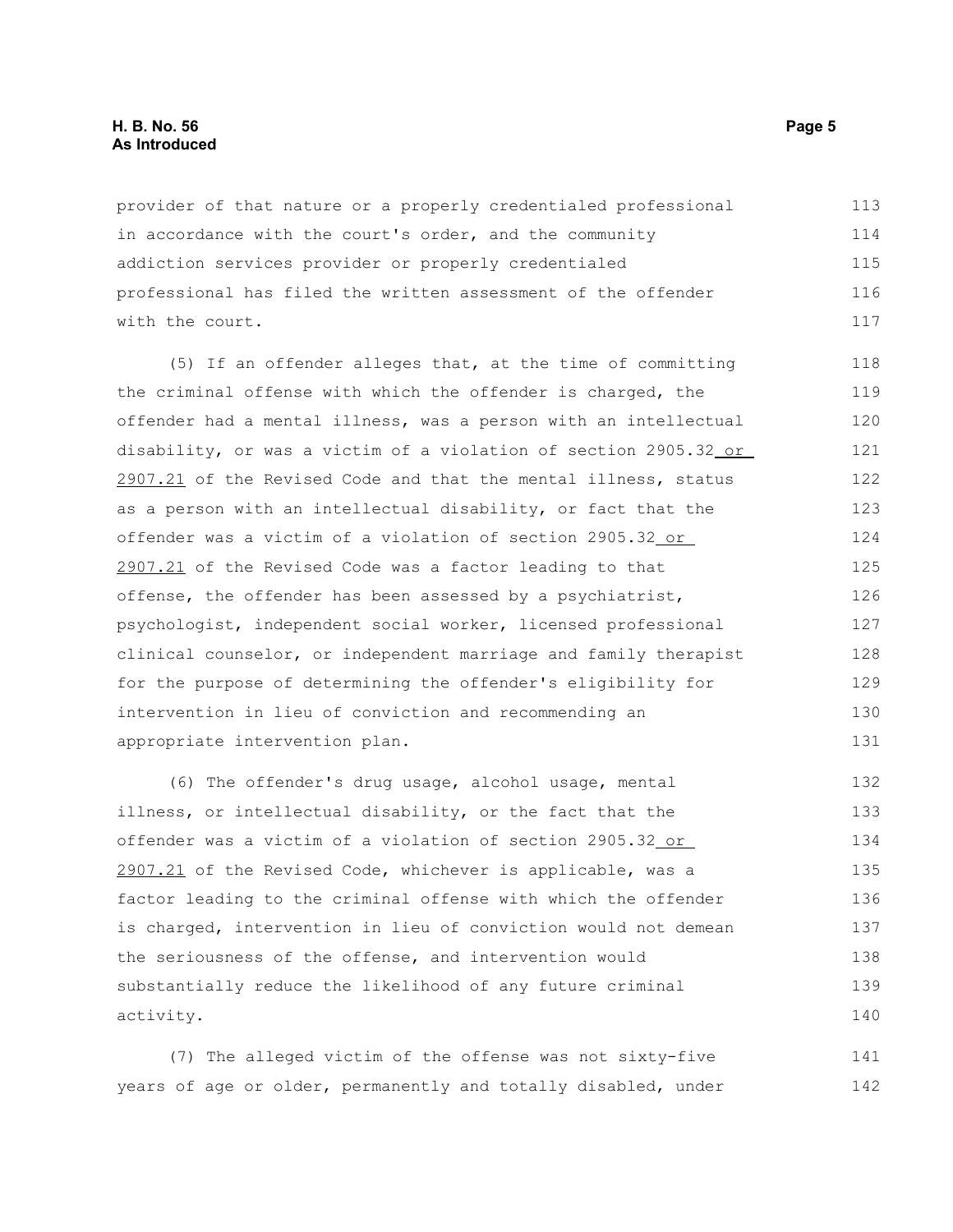provider of that nature or a properly credentialed professional in accordance with the court's order, and the community addiction services provider or properly credentialed professional has filed the written assessment of the offender with the court.

(5) If an offender alleges that, at the time of committing the criminal offense with which the offender is charged, the offender had a mental illness, was a person with an intellectual disability, or was a victim of a violation of section 2905.32 or 2907.21 of the Revised Code and that the mental illness, status as a person with an intellectual disability, or fact that the offender was a victim of a violation of section 2905.32 or 2907.21 of the Revised Code was a factor leading to that offense, the offender has been assessed by a psychiatrist, psychologist, independent social worker, licensed professional clinical counselor, or independent marriage and family therapist for the purpose of determining the offender's eligibility for intervention in lieu of conviction and recommending an appropriate intervention plan.

(6) The offender's drug usage, alcohol usage, mental illness, or intellectual disability, or the fact that the offender was a victim of a violation of section 2905.32 or 2907.21 of the Revised Code, whichever is applicable, was a factor leading to the criminal offense with which the offender is charged, intervention in lieu of conviction would not demean the seriousness of the offense, and intervention would substantially reduce the likelihood of any future criminal activity.

(7) The alleged victim of the offense was not sixty-five years of age or older, permanently and totally disabled, under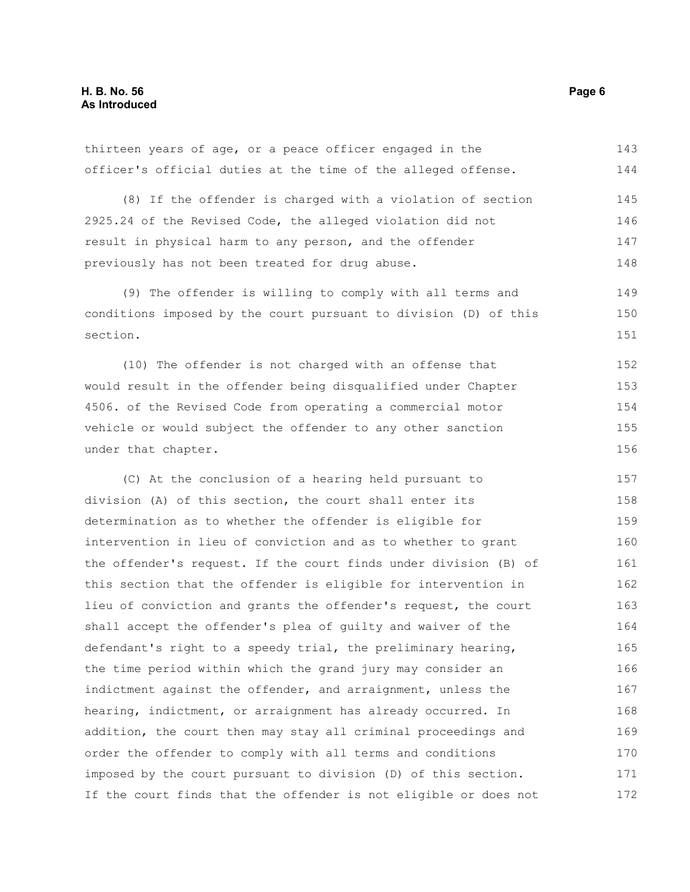thirteen years of age, or a peace officer engaged in the officer's official duties at the time of the alleged offense.

(8) If the offender is charged with a violation of section 2925.24 of the Revised Code, the alleged violation did not result in physical harm to any person, and the offender previously has not been treated for drug abuse.

(9) The offender is willing to comply with all terms and conditions imposed by the court pursuant to division (D) of this section.

(10) The offender is not charged with an offense that would result in the offender being disqualified under Chapter 4506. of the Revised Code from operating a commercial motor vehicle or would subject the offender to any other sanction under that chapter.

(C) At the conclusion of a hearing held pursuant to division (A) of this section, the court shall enter its determination as to whether the offender is eligible for intervention in lieu of conviction and as to whether to grant the offender's request. If the court finds under division (B) of this section that the offender is eligible for intervention in lieu of conviction and grants the offender's request, the court shall accept the offender's plea of guilty and waiver of the defendant's right to a speedy trial, the preliminary hearing, the time period within which the grand jury may consider an indictment against the offender, and arraignment, unless the hearing, indictment, or arraignment has already occurred. In addition, the court then may stay all criminal proceedings and order the offender to comply with all terms and conditions imposed by the court pursuant to division (D) of this section. If the court finds that the offender is not eligible or does not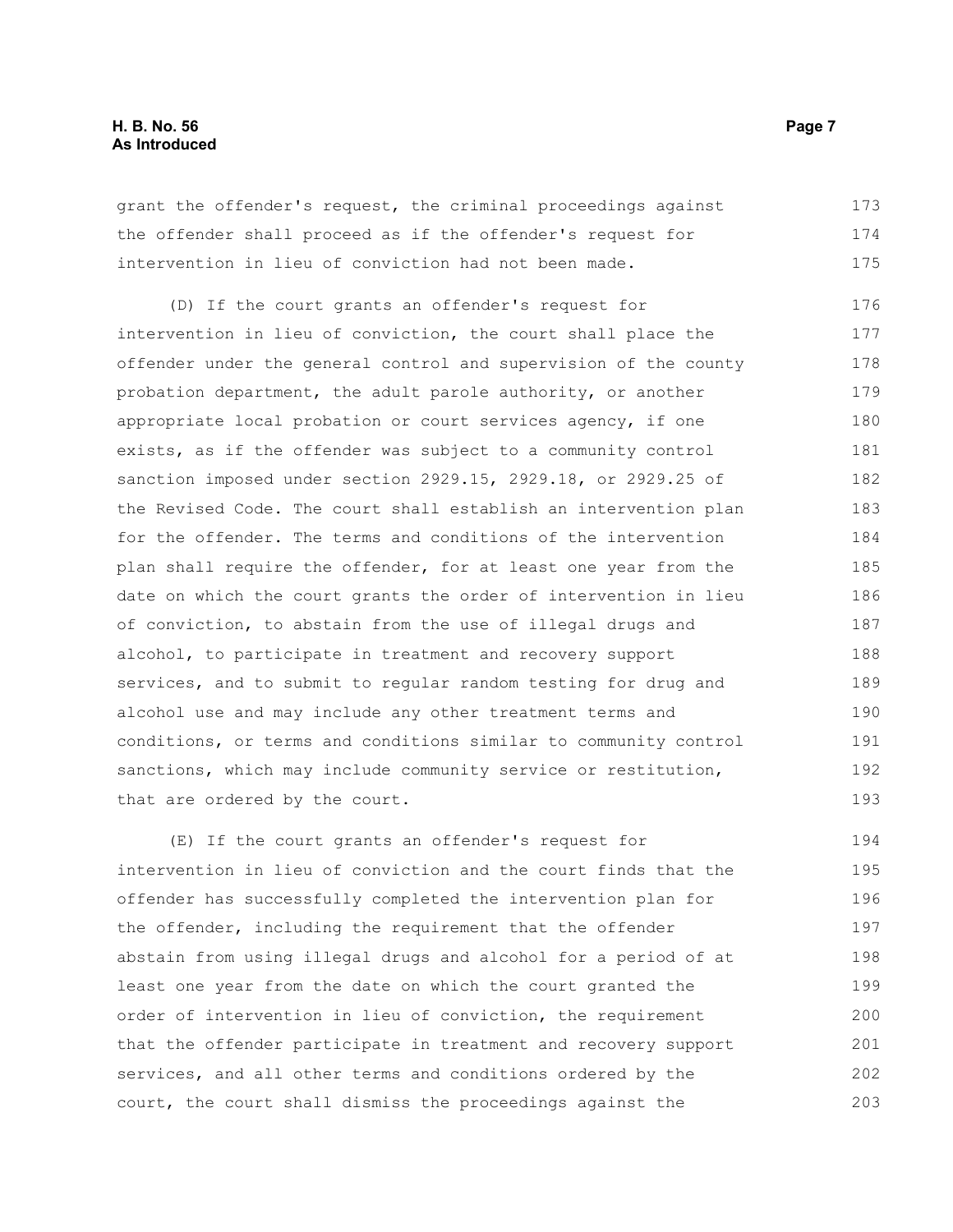grant the offender's request, the criminal proceedings against the offender shall proceed as if the offender's request for intervention in lieu of conviction had not been made.

(D) If the court grants an offender's request for intervention in lieu of conviction, the court shall place the offender under the general control and supervision of the county probation department, the adult parole authority, or another appropriate local probation or court services agency, if one exists, as if the offender was subject to a community control sanction imposed under section 2929.15, 2929.18, or 2929.25 of the Revised Code. The court shall establish an intervention plan for the offender. The terms and conditions of the intervention plan shall require the offender, for at least one year from the date on which the court grants the order of intervention in lieu of conviction, to abstain from the use of illegal drugs and alcohol, to participate in treatment and recovery support services, and to submit to regular random testing for drug and alcohol use and may include any other treatment terms and conditions, or terms and conditions similar to community control sanctions, which may include community service or restitution, that are ordered by the court.

(E) If the court grants an offender's request for intervention in lieu of conviction and the court finds that the offender has successfully completed the intervention plan for the offender, including the requirement that the offender abstain from using illegal drugs and alcohol for a period of at least one year from the date on which the court granted the order of intervention in lieu of conviction, the requirement that the offender participate in treatment and recovery support services, and all other terms and conditions ordered by the court, the court shall dismiss the proceedings against the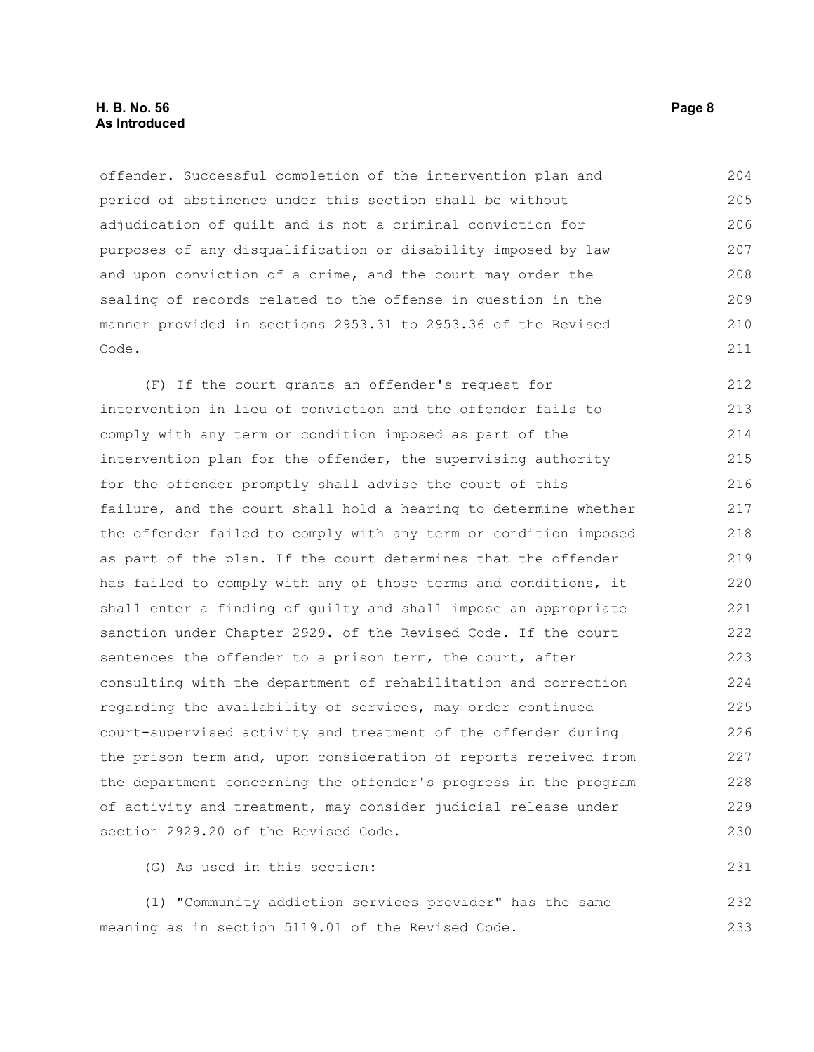offender. Successful completion of the intervention plan and period of abstinence under this section shall be without adjudication of guilt and is not a criminal conviction for purposes of any disqualification or disability imposed by law and upon conviction of a crime, and the court may order the sealing of records related to the offense in question in the manner provided in sections 2953.31 to 2953.36 of the Revised Code.

(F) If the court grants an offender's request for intervention in lieu of conviction and the offender fails to comply with any term or condition imposed as part of the intervention plan for the offender, the supervising authority for the offender promptly shall advise the court of this failure, and the court shall hold a hearing to determine whether the offender failed to comply with any term or condition imposed as part of the plan. If the court determines that the offender has failed to comply with any of those terms and conditions, it shall enter a finding of guilty and shall impose an appropriate sanction under Chapter 2929. of the Revised Code. If the court sentences the offender to a prison term, the court, after consulting with the department of rehabilitation and correction regarding the availability of services, may order continued court-supervised activity and treatment of the offender during the prison term and, upon consideration of reports received from the department concerning the offender's progress in the program of activity and treatment, may consider judicial release under section 2929.20 of the Revised Code.

(G) As used in this section:

(1) "Community addiction services provider" has the same meaning as in section 5119.01 of the Revised Code.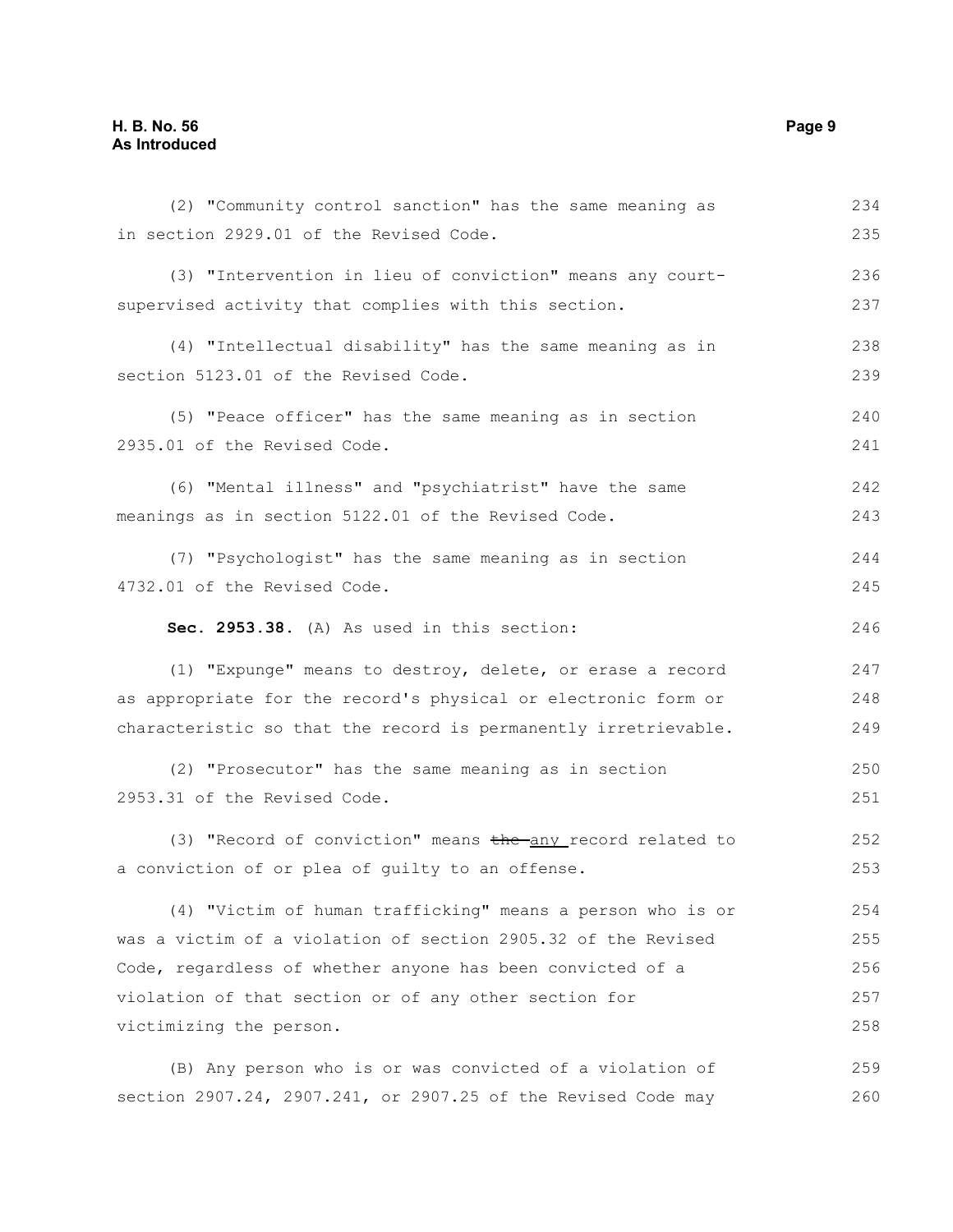(2) "Community control sanction" has the same meaning as in section 2929.01 of the Revised Code.

(3) "Intervention in lieu of conviction" means any court-supervised activity that complies with this section.

(4) "Intellectual disability" has the same meaning as in section 5123.01 of the Revised Code.

(5) "Peace officer" has the same meaning as in section 2935.01 of the Revised Code.

(6) "Mental illness" and "psychiatrist" have the same meanings as in section 5122.01 of the Revised Code.

(7) "Psychologist" has the same meaning as in section 4732.01 of the Revised Code.

**Sec. 2953.38.** (A) As used in this section:

(1) "Expunge" means to destroy, delete, or erase a record as appropriate for the record's physical or electronic form or characteristic so that the record is permanently irretrievable.

(2) "Prosecutor" has the same meaning as in section 2953.31 of the Revised Code.

(3) "Record of conviction" means ~~the~~ <u>any</u> record related to a conviction of or plea of guilty to an offense.

(4) "Victim of human trafficking" means a person who is or was a victim of a violation of section 2905.32 of the Revised Code, regardless of whether anyone has been convicted of a violation of that section or of any other section for victimizing the person.

(B) Any person who is or was convicted of a violation of section 2907.24, 2907.241, or 2907.25 of the Revised Code may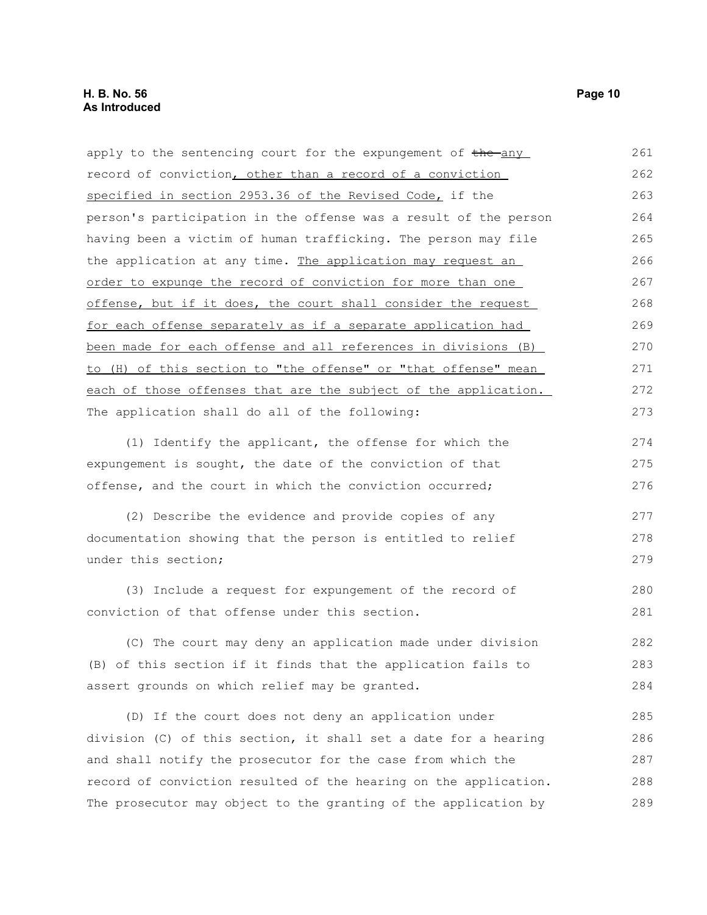apply to the sentencing court for the expungement of ~~the~~ any record of conviction, other than a record of a conviction specified in section 2953.36 of the Revised Code, if the person's participation in the offense was a result of the person having been a victim of human trafficking. The person may file the application at any time. The application may request an order to expunge the record of conviction for more than one offense, but if it does, the court shall consider the request for each offense separately as if a separate application had been made for each offense and all references in divisions (B) to (H) of this section to "the offense" or "that offense" mean each of those offenses that are the subject of the application. The application shall do all of the following:

(1) Identify the applicant, the offense for which the expungement is sought, the date of the conviction of that offense, and the court in which the conviction occurred;

(2) Describe the evidence and provide copies of any documentation showing that the person is entitled to relief under this section;

(3) Include a request for expungement of the record of conviction of that offense under this section.

(C) The court may deny an application made under division (B) of this section if it finds that the application fails to assert grounds on which relief may be granted.

(D) If the court does not deny an application under division (C) of this section, it shall set a date for a hearing and shall notify the prosecutor for the case from which the record of conviction resulted of the hearing on the application. The prosecutor may object to the granting of the application by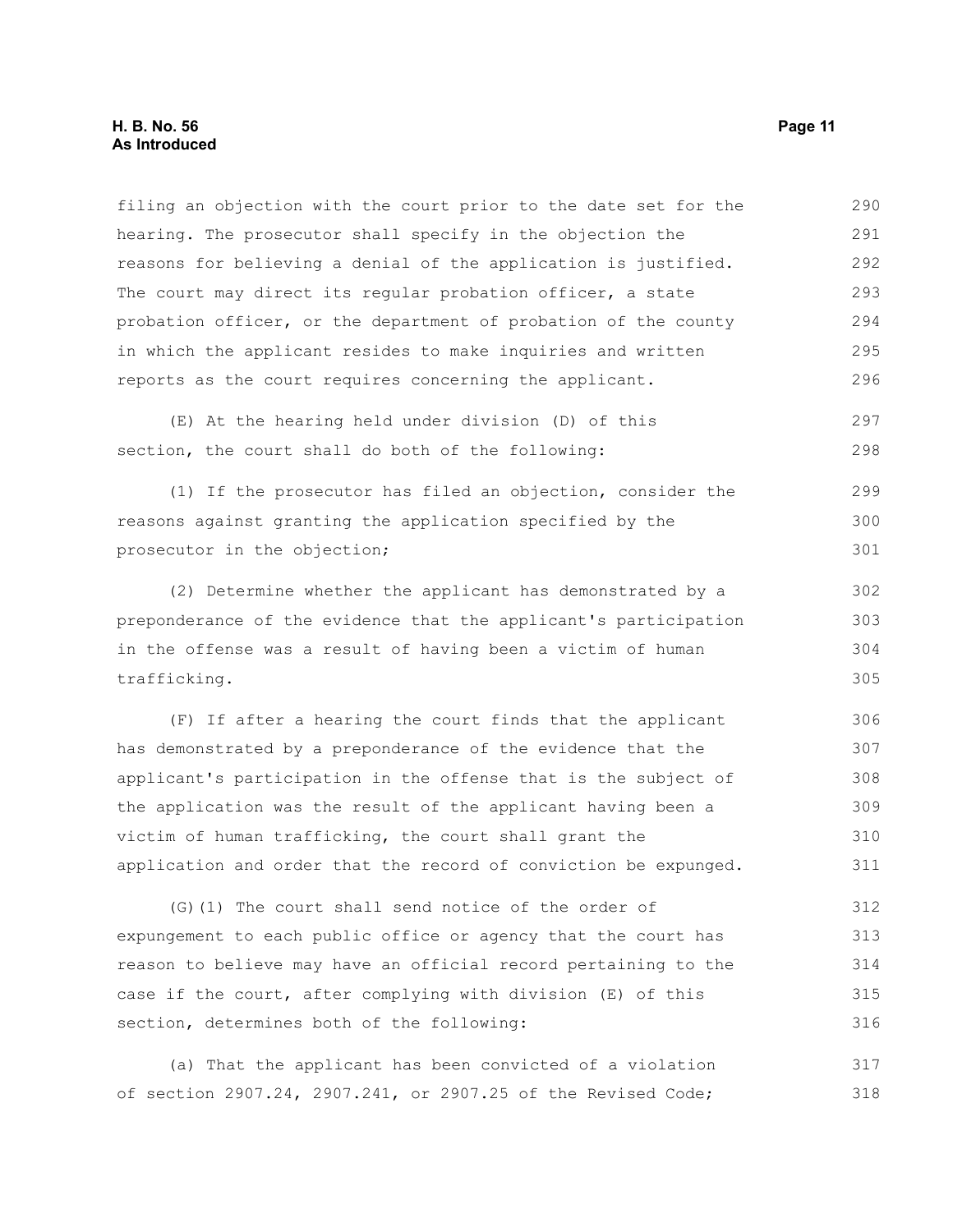filing an objection with the court prior to the date set for the hearing. The prosecutor shall specify in the objection the reasons for believing a denial of the application is justified. The court may direct its regular probation officer, a state probation officer, or the department of probation of the county in which the applicant resides to make inquiries and written reports as the court requires concerning the applicant.

(E) At the hearing held under division (D) of this section, the court shall do both of the following:

(1) If the prosecutor has filed an objection, consider the reasons against granting the application specified by the prosecutor in the objection;

(2) Determine whether the applicant has demonstrated by a preponderance of the evidence that the applicant's participation in the offense was a result of having been a victim of human trafficking.

(F) If after a hearing the court finds that the applicant has demonstrated by a preponderance of the evidence that the applicant's participation in the offense that is the subject of the application was the result of the applicant having been a victim of human trafficking, the court shall grant the application and order that the record of conviction be expunged.

(G)(1) The court shall send notice of the order of expungement to each public office or agency that the court has reason to believe may have an official record pertaining to the case if the court, after complying with division (E) of this section, determines both of the following:

(a) That the applicant has been convicted of a violation of section 2907.24, 2907.241, or 2907.25 of the Revised Code;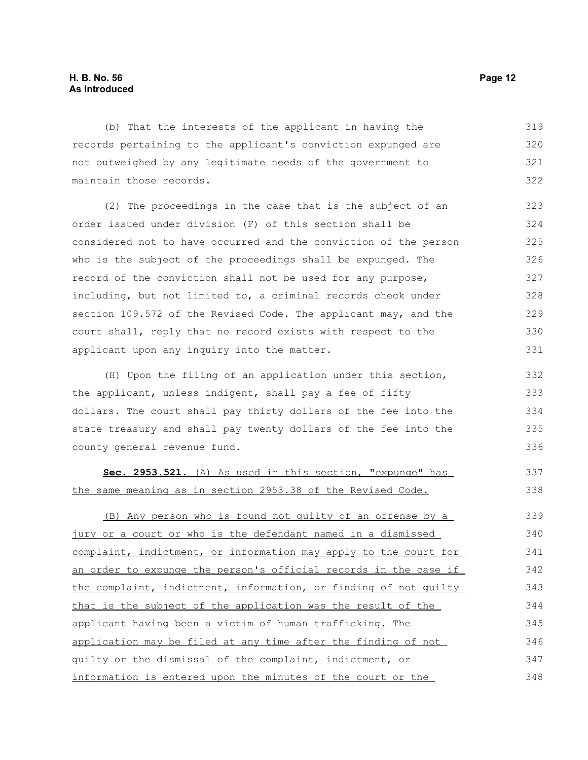(b) That the interests of the applicant in having the records pertaining to the applicant's conviction expunged are not outweighed by any legitimate needs of the government to maintain those records.

(2) The proceedings in the case that is the subject of an order issued under division (F) of this section shall be considered not to have occurred and the conviction of the person who is the subject of the proceedings shall be expunged. The record of the conviction shall not be used for any purpose, including, but not limited to, a criminal records check under section 109.572 of the Revised Code. The applicant may, and the court shall, reply that no record exists with respect to the applicant upon any inquiry into the matter.

(H) Upon the filing of an application under this section, the applicant, unless indigent, shall pay a fee of fifty dollars. The court shall pay thirty dollars of the fee into the state treasury and shall pay twenty dollars of the fee into the county general revenue fund.

**Sec. 2953.521.** (A) As used in this section, "expunge" has the same meaning as in section 2953.38 of the Revised Code.

(B) Any person who is found not guilty of an offense by a jury or a court or who is the defendant named in a dismissed complaint, indictment, or information may apply to the court for an order to expunge the person's official records in the case if the complaint, indictment, information, or finding of not guilty that is the subject of the application was the result of the applicant having been a victim of human trafficking. The application may be filed at any time after the finding of not guilty or the dismissal of the complaint, indictment, or information is entered upon the minutes of the court or the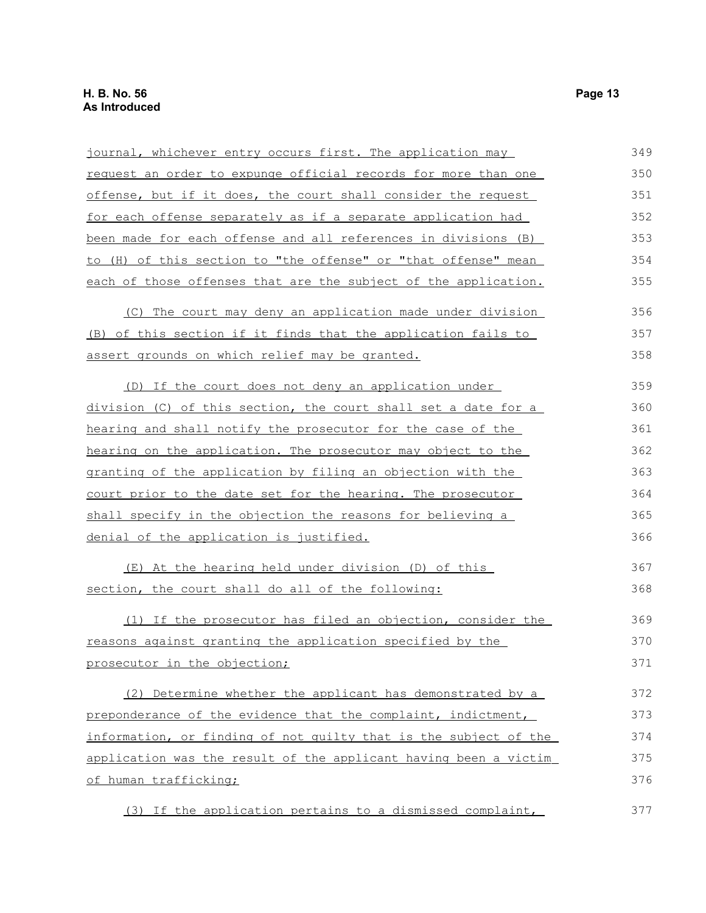journal, whichever entry occurs first. The application may request an order to expunge official records for more than one offense, but if it does, the court shall consider the request for each offense separately as if a separate application had been made for each offense and all references in divisions (B) to (H) of this section to "the offense" or "that offense" mean each of those offenses that are the subject of the application.

(C) The court may deny an application made under division (B) of this section if it finds that the application fails to assert grounds on which relief may be granted.

(D) If the court does not deny an application under division (C) of this section, the court shall set a date for a hearing and shall notify the prosecutor for the case of the hearing on the application. The prosecutor may object to the granting of the application by filing an objection with the court prior to the date set for the hearing. The prosecutor shall specify in the objection the reasons for believing a denial of the application is justified.

(E) At the hearing held under division (D) of this section, the court shall do all of the following:

(1) If the prosecutor has filed an objection, consider the reasons against granting the application specified by the prosecutor in the objection;

(2) Determine whether the applicant has demonstrated by a preponderance of the evidence that the complaint, indictment, information, or finding of not guilty that is the subject of the application was the result of the applicant having been a victim of human trafficking;

(3) If the application pertains to a dismissed complaint,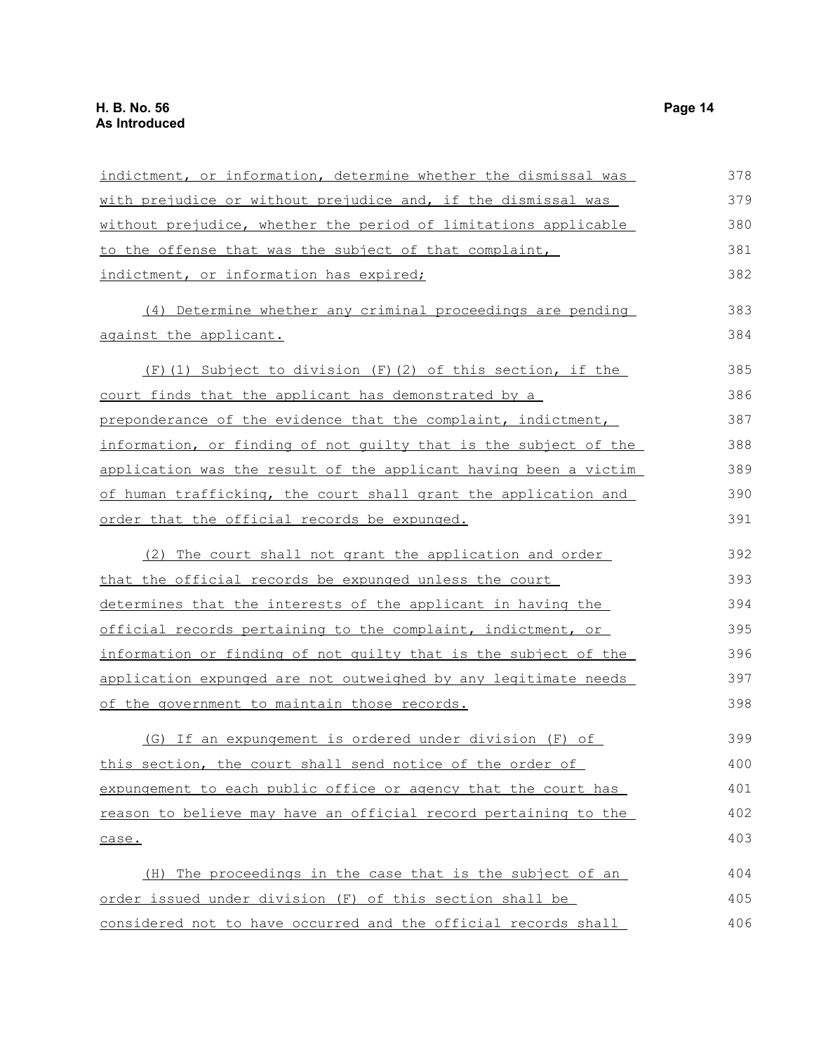indictment, or information, determine whether the dismissal was with prejudice or without prejudice and, if the dismissal was without prejudice, whether the period of limitations applicable to the offense that was the subject of that complaint, indictment, or information has expired;

(4) Determine whether any criminal proceedings are pending against the applicant.

(F)(1) Subject to division (F)(2) of this section, if the court finds that the applicant has demonstrated by a preponderance of the evidence that the complaint, indictment, information, or finding of not guilty that is the subject of the application was the result of the applicant having been a victim of human trafficking, the court shall grant the application and order that the official records be expunged.

(2) The court shall not grant the application and order that the official records be expunged unless the court determines that the interests of the applicant in having the official records pertaining to the complaint, indictment, or information or finding of not guilty that is the subject of the application expunged are not outweighed by any legitimate needs of the government to maintain those records.

(G) If an expungement is ordered under division (F) of this section, the court shall send notice of the order of expungement to each public office or agency that the court has reason to believe may have an official record pertaining to the case.

(H) The proceedings in the case that is the subject of an order issued under division (F) of this section shall be considered not to have occurred and the official records shall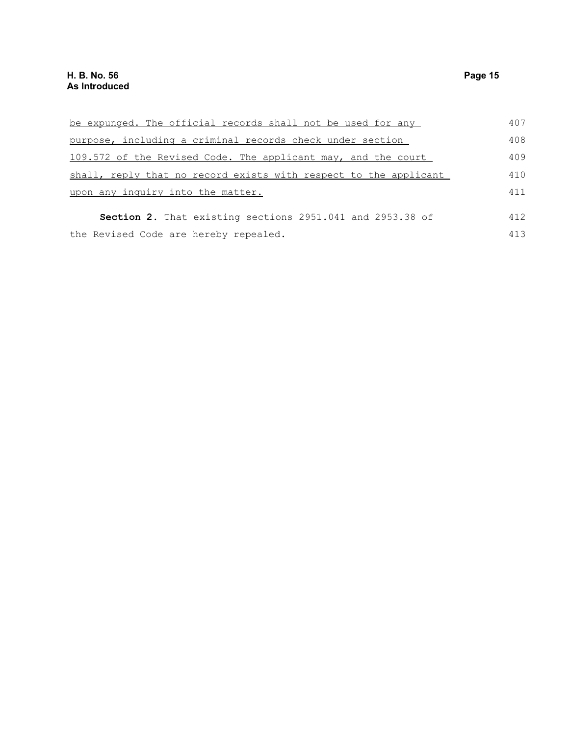be expunged. The official records shall not be used for any purpose, including a criminal records check under section 109.572 of the Revised Code. The applicant may, and the court shall, reply that no record exists with respect to the applicant upon any inquiry into the matter.

**Section 2.** That existing sections 2951.041 and 2953.38 of the Revised Code are hereby repealed.